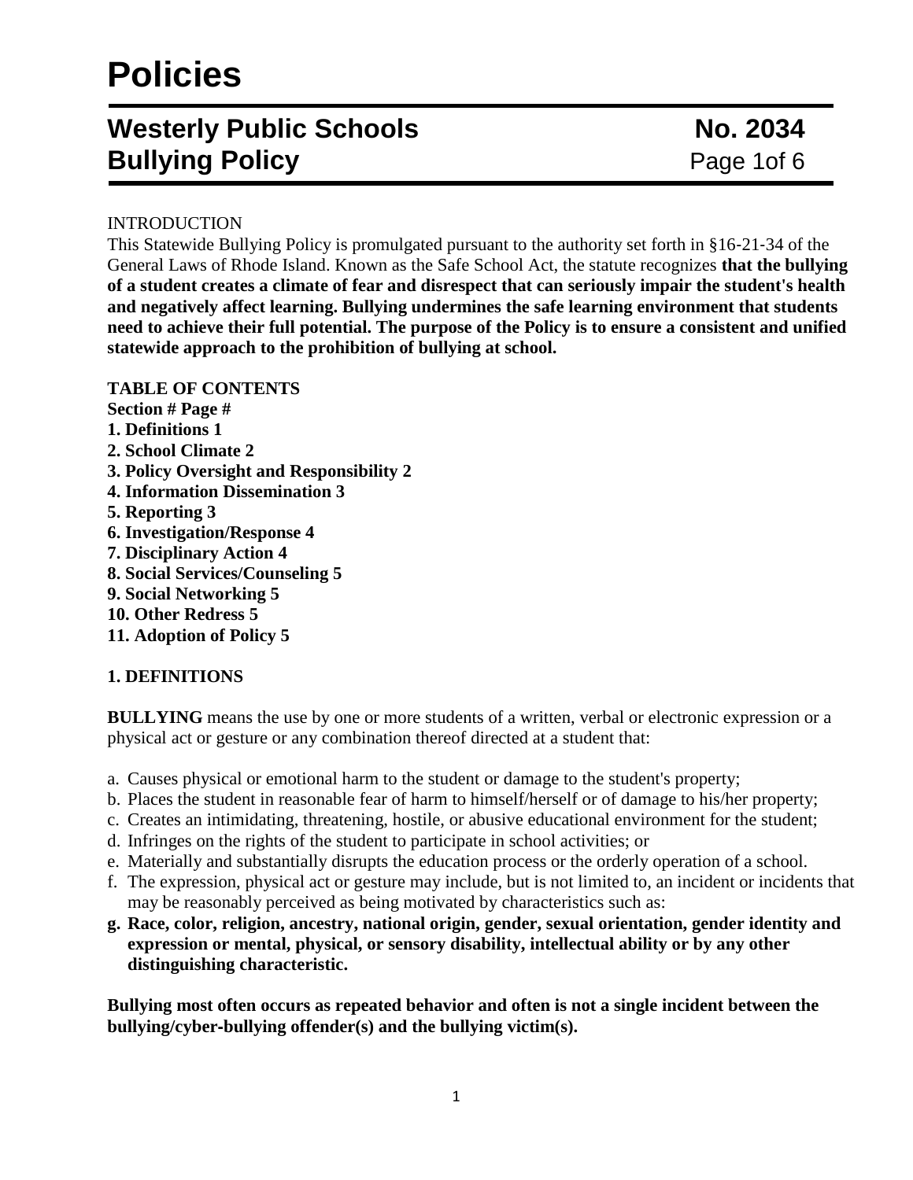# Policies

## Westerly Public Schools No. 2034
## Bullying Policy

INTRODUCTION

This Statewide Bullying Policy is promulgated pursuant to the authority set forth in §16-21-34 of the General Laws of Rhode Island. Known as the Safe School Act, the statute recognizes **that the bullying of a student creates a climate of fear and disrespect that can seriously impair the student's health and negatively affect learning. Bullying undermines the safe learning environment that students need to achieve their full potential. The purpose of the Policy is to ensure a consistent and unified statewide approach to the prohibition of bullying at school.**

**TABLE OF CONTENTS**

**Section # Page #**

**1. Definitions 1**
**2. School Climate 2**
**3. Policy Oversight and Responsibility 2**
**4. Information Dissemination 3**
**5. Reporting 3**
**6. Investigation/Response 4**
**7. Disciplinary Action 4**
**8. Social Services/Counseling 5**
**9. Social Networking 5**
**10. Other Redress 5**
**11. Adoption of Policy 5**

**1. DEFINITIONS**

**BULLYING** means the use by one or more students of a written, verbal or electronic expression or a physical act or gesture or any combination thereof directed at a student that:

a. Causes physical or emotional harm to the student or damage to the student's property;
b. Places the student in reasonable fear of harm to himself/herself or of damage to his/her property;
c. Creates an intimidating, threatening, hostile, or abusive educational environment for the student;
d. Infringes on the rights of the student to participate in school activities; or
e. Materially and substantially disrupts the education process or the orderly operation of a school.
f. The expression, physical act or gesture may include, but is not limited to, an incident or incidents that may be reasonably perceived as being motivated by characteristics such as:
g. **Race, color, religion, ancestry, national origin, gender, sexual orientation, gender identity and expression or mental, physical, or sensory disability, intellectual ability or by any other distinguishing characteristic.**

**Bullying most often occurs as repeated behavior and often is not a single incident between the bullying/cyber-bullying offender(s) and the bullying victim(s).**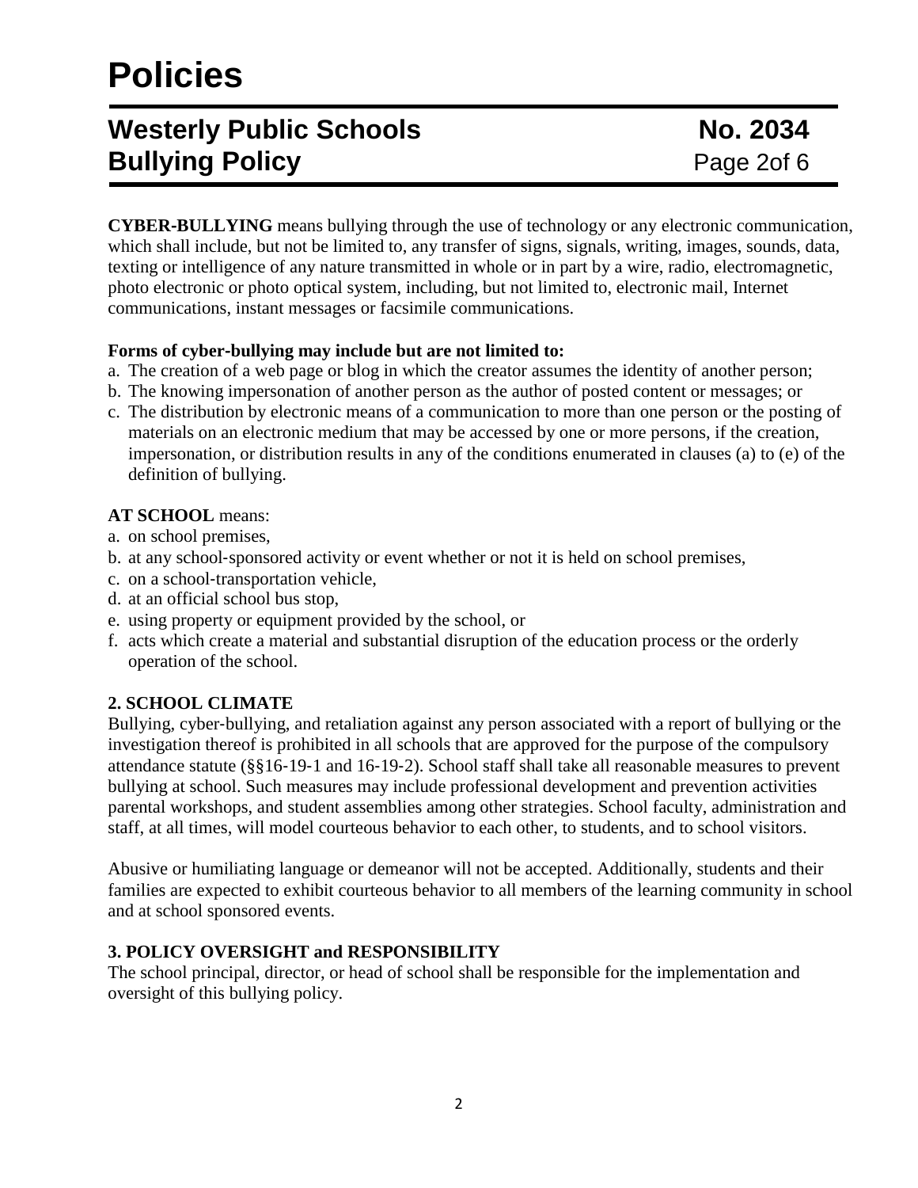**CYBER-BULLYING** means bullying through the use of technology or any electronic communication, which shall include, but not be limited to, any transfer of signs, signals, writing, images, sounds, data, texting or intelligence of any nature transmitted in whole or in part by a wire, radio, electromagnetic, photo electronic or photo optical system, including, but not limited to, electronic mail, Internet communications, instant messages or facsimile communications.

**Forms of cyber-bullying may include but are not limited to:**

a. The creation of a web page or blog in which the creator assumes the identity of another person;
b. The knowing impersonation of another person as the author of posted content or messages; or
c. The distribution by electronic means of a communication to more than one person or the posting of materials on an electronic medium that may be accessed by one or more persons, if the creation, impersonation, or distribution results in any of the conditions enumerated in clauses (a) to (e) of the definition of bullying.

**AT SCHOOL** means:

a. on school premises,
b. at any school-sponsored activity or event whether or not it is held on school premises,
c. on a school-transportation vehicle,
d. at an official school bus stop,
e. using property or equipment provided by the school, or
f. acts which create a material and substantial disruption of the education process or the orderly operation of the school.

**2. SCHOOL CLIMATE**

Bullying, cyber-bullying, and retaliation against any person associated with a report of bullying or the investigation thereof is prohibited in all schools that are approved for the purpose of the compulsory attendance statute (§§16-19-1 and 16-19-2). School staff shall take all reasonable measures to prevent bullying at school. Such measures may include professional development and prevention activities parental workshops, and student assemblies among other strategies. School faculty, administration and staff, at all times, will model courteous behavior to each other, to students, and to school visitors.

Abusive or humiliating language or demeanor will not be accepted. Additionally, students and their families are expected to exhibit courteous behavior to all members of the learning community in school and at school sponsored events.

**3. POLICY OVERSIGHT and RESPONSIBILITY**

The school principal, director, or head of school shall be responsible for the implementation and oversight of this bullying policy.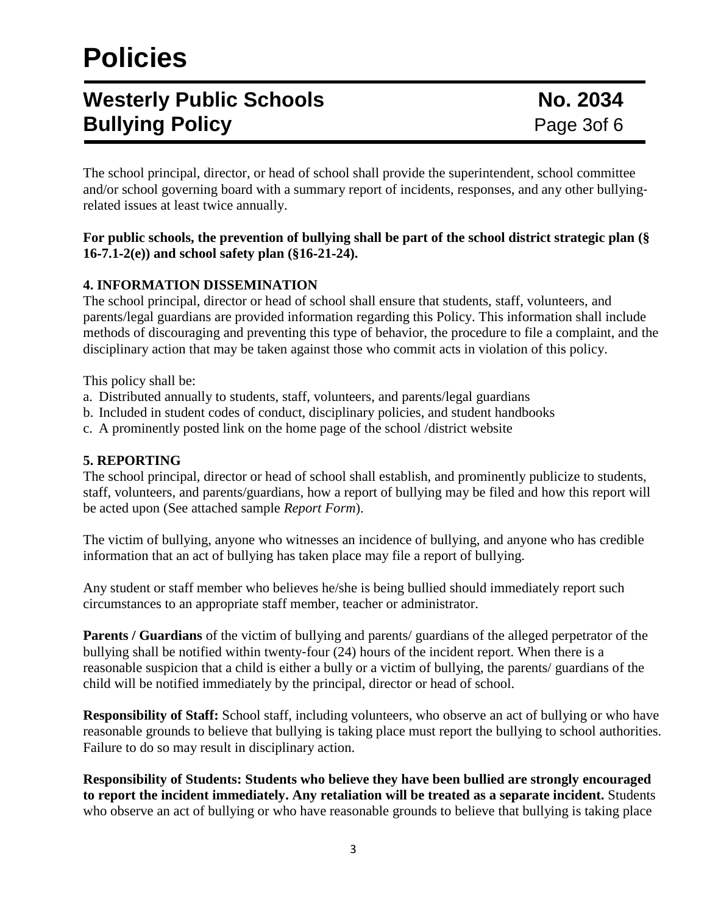The school principal, director, or head of school shall provide the superintendent, school committee and/or school governing board with a summary report of incidents, responses, and any other bullying-related issues at least twice annually.

**For public schools, the prevention of bullying shall be part of the school district strategic plan (§ 16-7.1-2(e)) and school safety plan (§16-21-24).**

### 4. INFORMATION DISSEMINATION

The school principal, director or head of school shall ensure that students, staff, volunteers, and parents/legal guardians are provided information regarding this Policy. This information shall include methods of discouraging and preventing this type of behavior, the procedure to file a complaint, and the disciplinary action that may be taken against those who commit acts in violation of this policy.

This policy shall be:

a. Distributed annually to students, staff, volunteers, and parents/legal guardians
b. Included in student codes of conduct, disciplinary policies, and student handbooks
c. A prominently posted link on the home page of the school /district website

### 5. REPORTING

The school principal, director or head of school shall establish, and prominently publicize to students, staff, volunteers, and parents/guardians, how a report of bullying may be filed and how this report will be acted upon (See attached sample *Report Form*).

The victim of bullying, anyone who witnesses an incidence of bullying, and anyone who has credible information that an act of bullying has taken place may file a report of bullying.

Any student or staff member who believes he/she is being bullied should immediately report such circumstances to an appropriate staff member, teacher or administrator.

**Parents / Guardians** of the victim of bullying and parents/ guardians of the alleged perpetrator of the bullying shall be notified within twenty-four (24) hours of the incident report. When there is a reasonable suspicion that a child is either a bully or a victim of bullying, the parents/ guardians of the child will be notified immediately by the principal, director or head of school.

**Responsibility of Staff:** School staff, including volunteers, who observe an act of bullying or who have reasonable grounds to believe that bullying is taking place must report the bullying to school authorities. Failure to do so may result in disciplinary action.

**Responsibility of Students: Students who believe they have been bullied are strongly encouraged to report the incident immediately. Any retaliation will be treated as a separate incident.** Students who observe an act of bullying or who have reasonable grounds to believe that bullying is taking place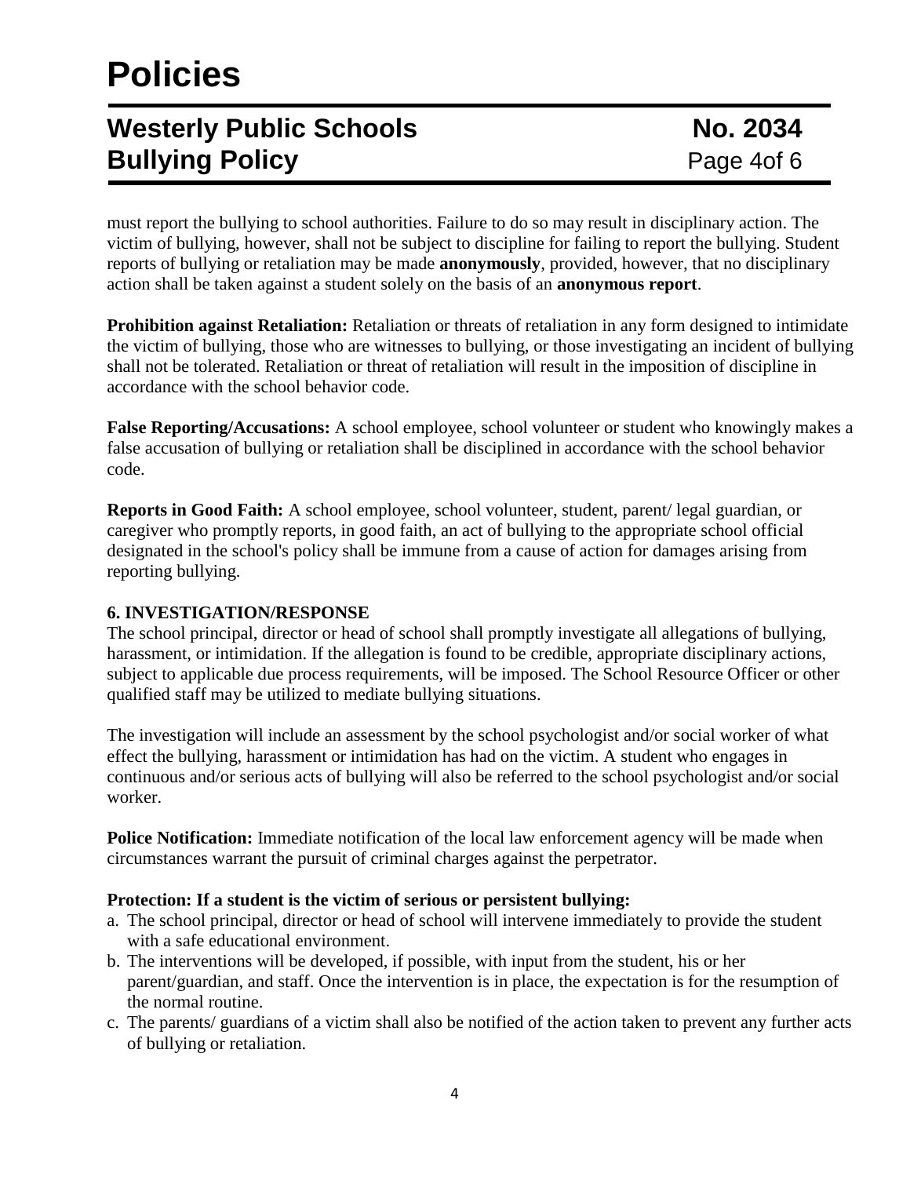must report the bullying to school authorities. Failure to do so may result in disciplinary action. The victim of bullying, however, shall not be subject to discipline for failing to report the bullying. Student reports of bullying or retaliation may be made **anonymously**, provided, however, that no disciplinary action shall be taken against a student solely on the basis of an **anonymous report**.

**Prohibition against Retaliation:** Retaliation or threats of retaliation in any form designed to intimidate the victim of bullying, those who are witnesses to bullying, or those investigating an incident of bullying shall not be tolerated. Retaliation or threat of retaliation will result in the imposition of discipline in accordance with the school behavior code.

**False Reporting/Accusations:** A school employee, school volunteer or student who knowingly makes a false accusation of bullying or retaliation shall be disciplined in accordance with the school behavior code.

**Reports in Good Faith:** A school employee, school volunteer, student, parent/ legal guardian, or caregiver who promptly reports, in good faith, an act of bullying to the appropriate school official designated in the school's policy shall be immune from a cause of action for damages arising from reporting bullying.

**6. INVESTIGATION/RESPONSE**

The school principal, director or head of school shall promptly investigate all allegations of bullying, harassment, or intimidation. If the allegation is found to be credible, appropriate disciplinary actions, subject to applicable due process requirements, will be imposed. The School Resource Officer or other qualified staff may be utilized to mediate bullying situations.

The investigation will include an assessment by the school psychologist and/or social worker of what effect the bullying, harassment or intimidation has had on the victim. A student who engages in continuous and/or serious acts of bullying will also be referred to the school psychologist and/or social worker.

**Police Notification:** Immediate notification of the local law enforcement agency will be made when circumstances warrant the pursuit of criminal charges against the perpetrator.

**Protection: If a student is the victim of serious or persistent bullying:**

a. The school principal, director or head of school will intervene immediately to provide the student with a safe educational environment.
b. The interventions will be developed, if possible, with input from the student, his or her parent/guardian, and staff. Once the intervention is in place, the expectation is for the resumption of the normal routine.
c. The parents/ guardians of a victim shall also be notified of the action taken to prevent any further acts of bullying or retaliation.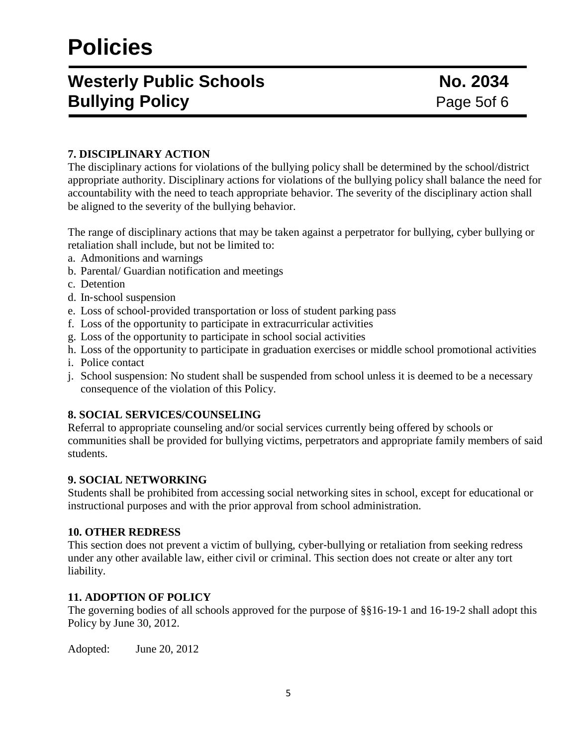### 7. DISCIPLINARY ACTION

The disciplinary actions for violations of the bullying policy shall be determined by the school/district appropriate authority. Disciplinary actions for violations of the bullying policy shall balance the need for accountability with the need to teach appropriate behavior. The severity of the disciplinary action shall be aligned to the severity of the bullying behavior.

The range of disciplinary actions that may be taken against a perpetrator for bullying, cyber bullying or retaliation shall include, but not be limited to:

a. Admonitions and warnings
b. Parental/ Guardian notification and meetings
c. Detention
d. In-school suspension
e. Loss of school-provided transportation or loss of student parking pass
f. Loss of the opportunity to participate in extracurricular activities
g. Loss of the opportunity to participate in school social activities
h. Loss of the opportunity to participate in graduation exercises or middle school promotional activities
i. Police contact
j. School suspension: No student shall be suspended from school unless it is deemed to be a necessary consequence of the violation of this Policy.

### 8. SOCIAL SERVICES/COUNSELING

Referral to appropriate counseling and/or social services currently being offered by schools or communities shall be provided for bullying victims, perpetrators and appropriate family members of said students.

### 9. SOCIAL NETWORKING

Students shall be prohibited from accessing social networking sites in school, except for educational or instructional purposes and with the prior approval from school administration.

### 10. OTHER REDRESS

This section does not prevent a victim of bullying, cyber-bullying or retaliation from seeking redress under any other available law, either civil or criminal. This section does not create or alter any tort liability.

### 11. ADOPTION OF POLICY

The governing bodies of all schools approved for the purpose of §§16-19-1 and 16-19-2 shall adopt this Policy by June 30, 2012.

Adopted: June 20, 2012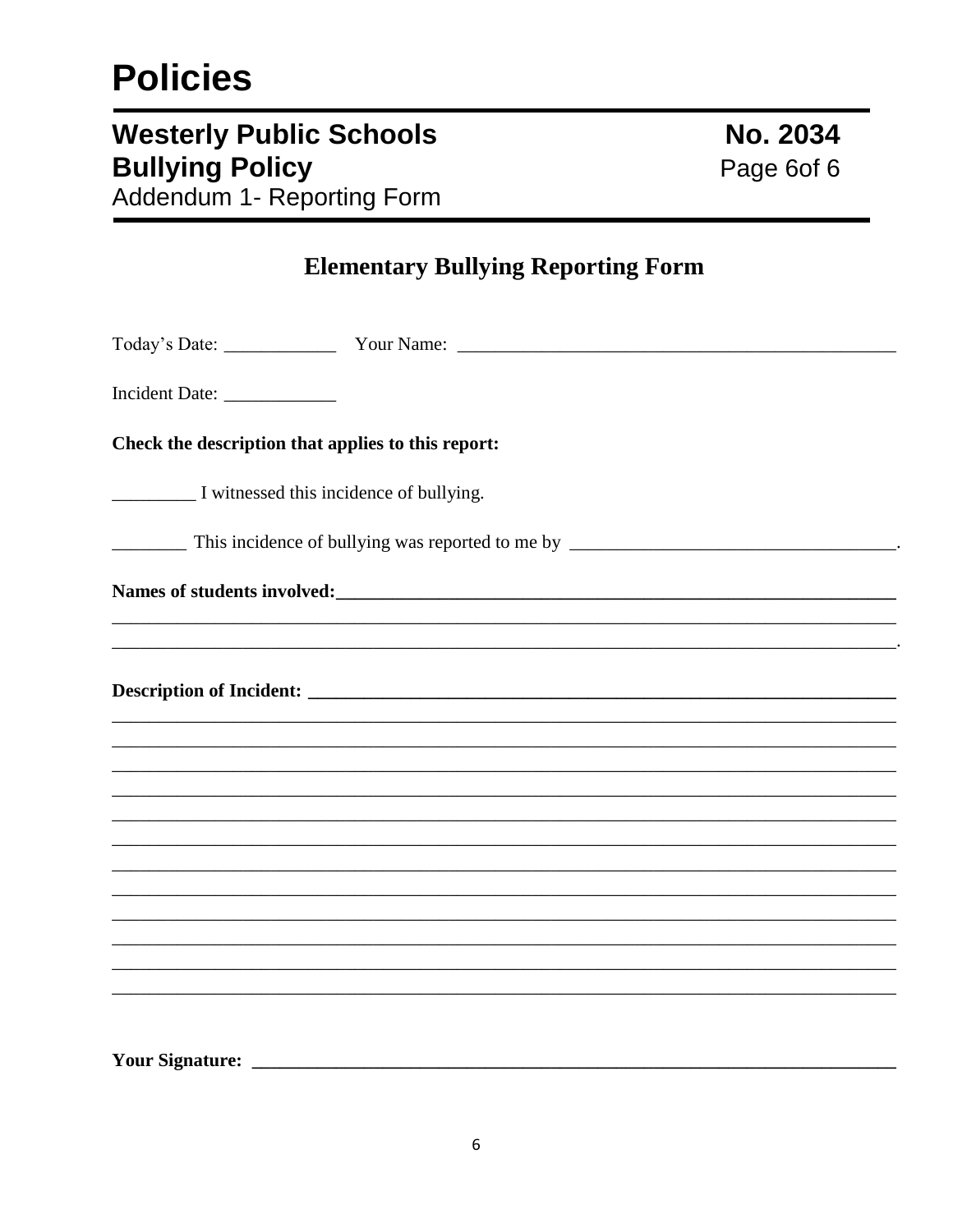# Policies

## Westerly Public Schools — No. 2034
## Bullying Policy
Addendum 1- Reporting Form

## Elementary Bullying Reporting Form

Today's Date: ____________ Your Name: ________________________________________________

Incident Date: ____________

**Check the description that applies to this report:**

_________ I witnessed this incidence of bullying.

________ This incidence of bullying was reported to me by ___________________________________.

**Names of students involved:________________________________________________________________**

_____________________________________________________________________________________

_____________________________________________________________________________________.

**Description of Incident: ___________________________________________________________________**

_____________________________________________________________________________________

_____________________________________________________________________________________

_____________________________________________________________________________________

_____________________________________________________________________________________

_____________________________________________________________________________________

_____________________________________________________________________________________

_____________________________________________________________________________________

_____________________________________________________________________________________

_____________________________________________________________________________________

_____________________________________________________________________________________

_____________________________________________________________________________________

_____________________________________________________________________________________

**Your Signature: _________________________________________________________________________**